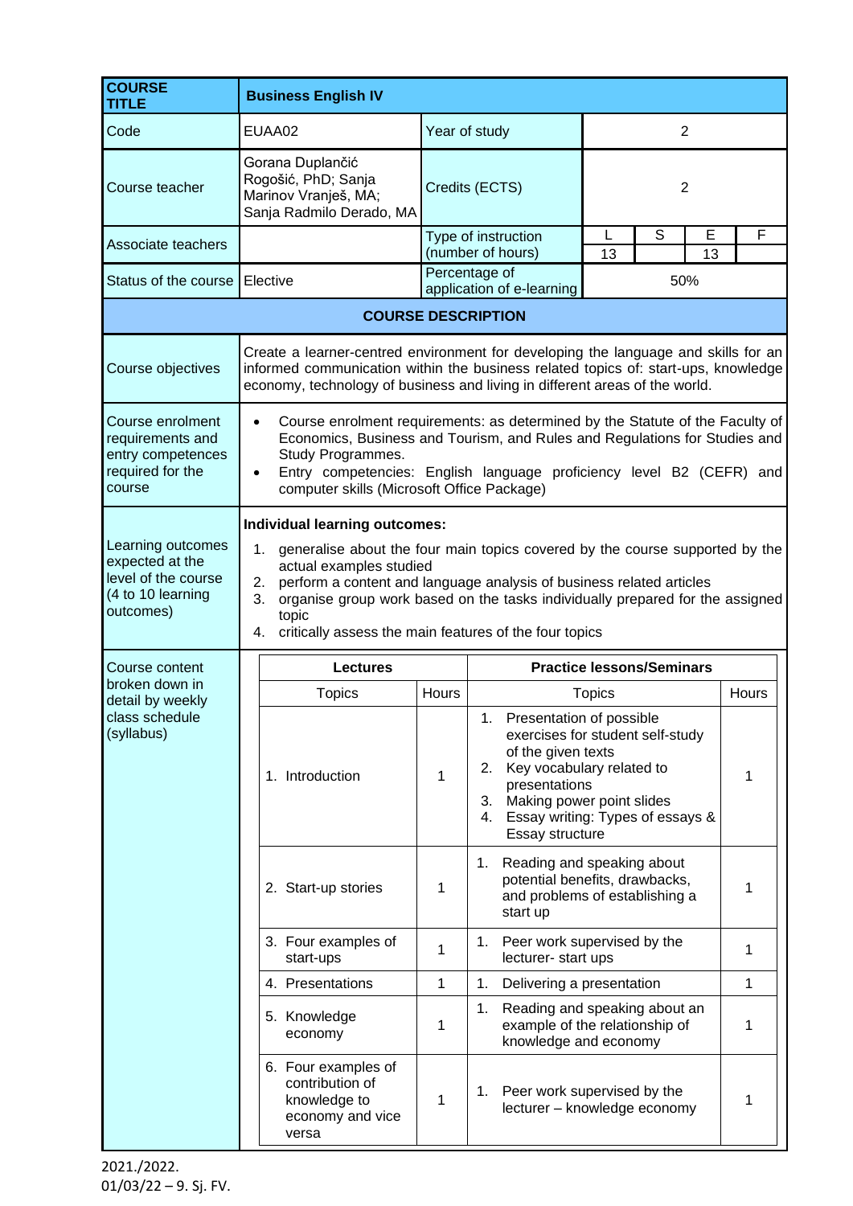| COURSE TITLE | Business English IV | | | | | |
|---|---|---|---|---|---|---|
| Code | EUAA02 | Year of study | 2 | | | |
| Course teacher | Gorana Duplančić Rogošić, PhD; Sanja Marinov Vranješ, MA; Sanja Radmilo Derado, MA | Credits (ECTS) | 2 | | | |
| Associate teachers | | Type of instruction (number of hours) | L | S | E | F |
| | | | 13 | | 13 | |
| Status of the course | Elective | Percentage of application of e-learning | 50% | | | |

## COURSE DESCRIPTION

| | |
|---|---|
| Course objectives | Create a learner-centred environment for developing the language and skills for an informed communication within the business related topics of: start-ups, knowledge economy, technology of business and living in different areas of the world. |
| Course enrolment requirements and entry competences required for the course | • Course enrolment requirements: as determined by the Statute of the Faculty of Economics, Business and Tourism, and Rules and Regulations for Studies and Study Programmes.<br>• Entry competencies: English language proficiency level B2 (CEFR) and computer skills (Microsoft Office Package) |
| Learning outcomes expected at the level of the course (4 to 10 learning outcomes) | **Individual learning outcomes:**<br>1. generalise about the four main topics covered by the course supported by the actual examples studied<br>2. perform a content and language analysis of business related articles<br>3. organise group work based on the tasks individually prepared for the assigned topic<br>4. critically assess the main features of the four topics |

Course content broken down in detail by weekly class schedule (syllabus)

| Lectures | | Practice lessons/Seminars | |
|---|---|---|---|
| Topics | Hours | Topics | Hours |
| 1. Introduction | 1 | 1. Presentation of possible exercises for student self-study of the given texts<br>2. Key vocabulary related to presentations<br>3. Making power point slides<br>4. Essay writing: Types of essays & Essay structure | 1 |
| 2. Start-up stories | 1 | 1. Reading and speaking about potential benefits, drawbacks, and problems of establishing a start up | 1 |
| 3. Four examples of start-ups | 1 | 1. Peer work supervised by the lecturer- start ups | 1 |
| 4. Presentations | 1 | 1. Delivering a presentation | 1 |
| 5. Knowledge economy | 1 | 1. Reading and speaking about an example of the relationship of knowledge and economy | 1 |
| 6. Four examples of contribution of knowledge to economy and vice versa | 1 | 1. Peer work supervised by the lecturer – knowledge economy | 1 |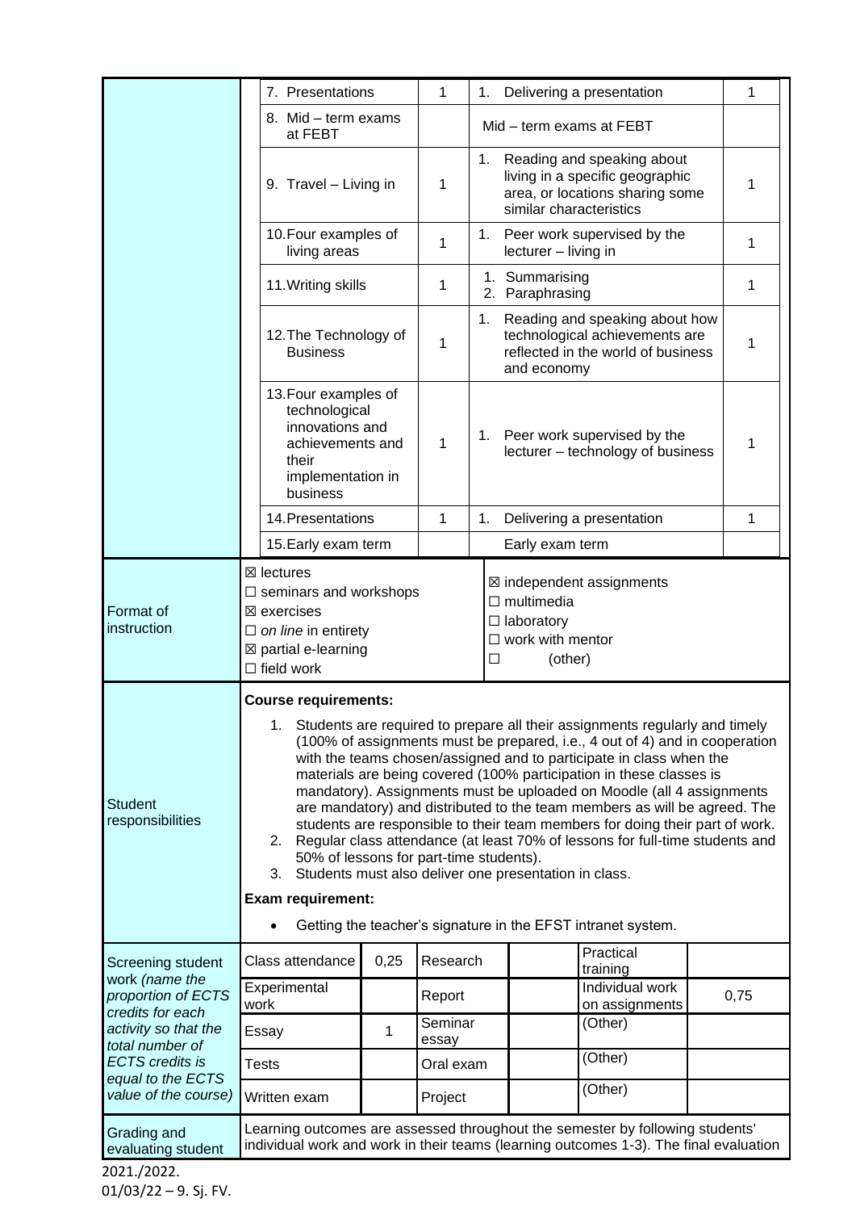| | Week | Hours | Topic | Hours |
|---|---|---|---|---|
| | 7. Presentations | 1 | 1. Delivering a presentation | 1 |
| | 8. Mid – term exams at FEBT | | Mid – term exams at FEBT | |
| | 9. Travel – Living in | 1 | 1. Reading and speaking about living in a specific geographic area, or locations sharing some similar characteristics | 1 |
| | 10. Four examples of living areas | 1 | 1. Peer work supervised by the lecturer – living in | 1 |
| | 11. Writing skills | 1 | 1. Summarising<br>2. Paraphrasing | 1 |
| | 12. The Technology of Business | 1 | 1. Reading and speaking about how technological achievements are reflected in the world of business and economy | 1 |
| | 13. Four examples of technological innovations and achievements and their implementation in business | 1 | 1. Peer work supervised by the lecturer – technology of business | 1 |
| | 14. Presentations | 1 | 1. Delivering a presentation | 1 |
| | 15. Early exam term | | Early exam term | |

| | | |
|---|---|---|
| Format of instruction | ☒ lectures<br>☐ seminars and workshops<br>☒ exercises<br>☐ *on line* in entirety<br>☒ partial e-learning<br>☐ field work | ☒ independent assignments<br>☐ multimedia<br>☐ laboratory<br>☐ work with mentor<br>☐ (other) |

| | |
|---|---|
| Student responsibilities | **Course requirements:**<br>1. Students are required to prepare all their assignments regularly and timely (100% of assignments must be prepared, i.e., 4 out of 4) and in cooperation with the teams chosen/assigned and to participate in class when the materials are being covered (100% participation in these classes is mandatory). Assignments must be uploaded on Moodle (all 4 assignments are mandatory) and distributed to the team members as will be agreed. The students are responsible to their team members for doing their part of work.<br>2. Regular class attendance (at least 70% of lessons for full-time students and 50% of lessons for part-time students).<br>3. Students must also deliver one presentation in class.<br>**Exam requirement:**<br>• Getting the teacher's signature in the EFST intranet system. |

| Screening student work *(name the proportion of ECTS credits for each activity so that the total number of ECTS credits is equal to the ECTS value of the course)* | | | | | | |
|---|---|---|---|---|---|---|
| | Class attendance | 0,25 | Research | | Practical training | |
| | Experimental work | | Report | | Individual work on assignments | 0,75 |
| | Essay | 1 | Seminar essay | | (Other) | |
| | Tests | | Oral exam | | (Other) | |
| | Written exam | | Project | | (Other) | |

| | |
|---|---|
| Grading and evaluating student | Learning outcomes are assessed throughout the semester by following students' individual work and work in their teams (learning outcomes 1-3). The final evaluation |

2021./2022.
01/03/22 – 9. Sj. FV.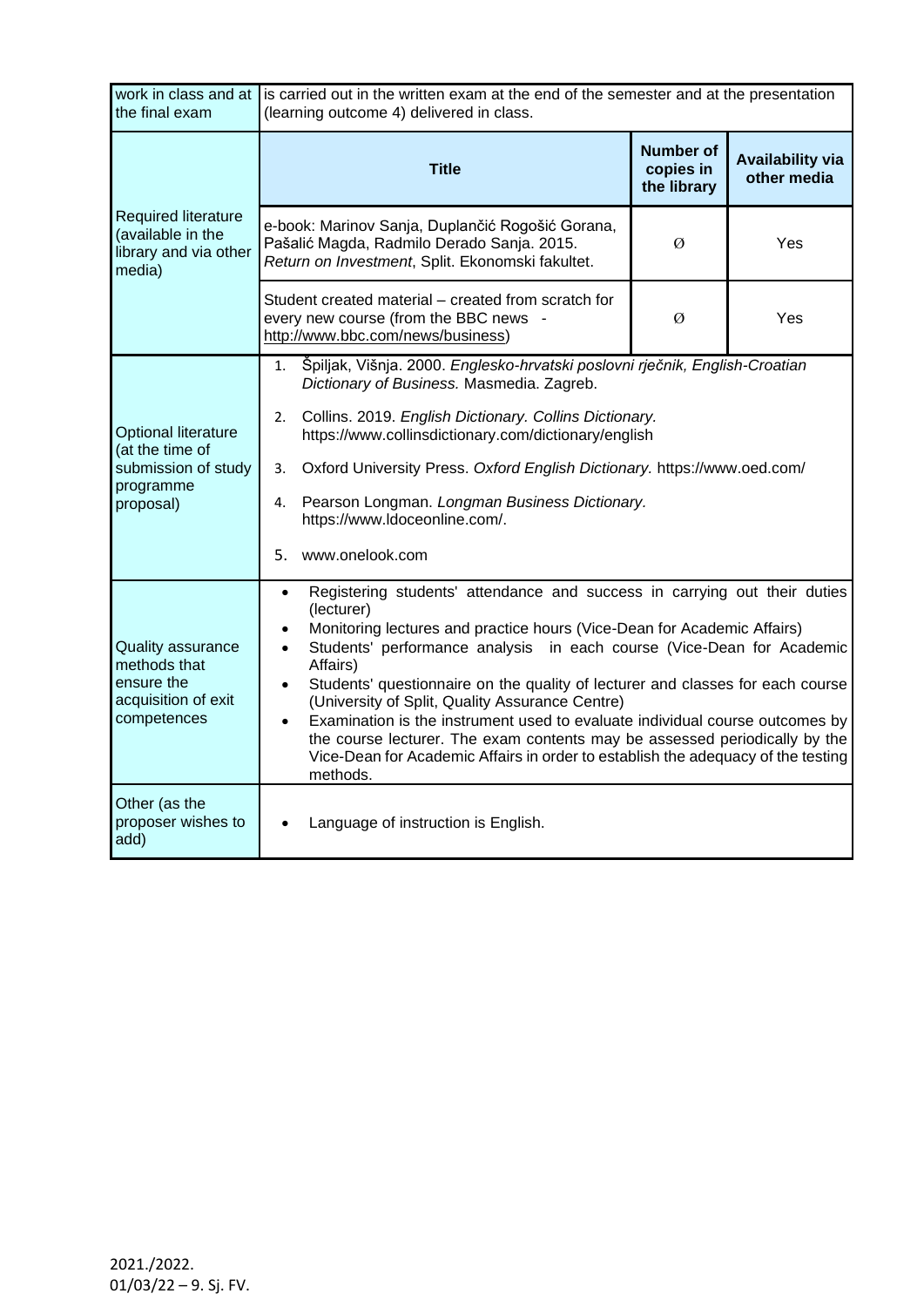| | | | |
|---|---|---|---|
| work in class and at the final exam | is carried out in the written exam at the end of the semester and at the presentation (learning outcome 4) delivered in class. | | |
| Required literature (available in the library and via other media) | **Title** | **Number of copies in the library** | **Availability via other media** |
| | e-book: Marinov Sanja, Duplančić Rogošić Gorana, Pašalić Magda, Radmilo Derado Sanja. 2015. *Return on Investment*, Split. Ekonomski fakultet. | Ø | Yes |
| | Student created material – created from scratch for every new course (from the BBC news - http://www.bbc.com/news/business) | Ø | Yes |
| Optional literature (at the time of submission of study programme proposal) | 1. Špiljak, Višnja. 2000. *Englesko-hrvatski poslovni rječnik, English-Croatian Dictionary of Business.* Masmedia. Zagreb.<br>2. Collins. 2019. *English Dictionary. Collins Dictionary.* https://www.collinsdictionary.com/dictionary/english<br>3. Oxford University Press. *Oxford English Dictionary.* https://www.oed.com/<br>4. Pearson Longman. *Longman Business Dictionary.* https://www.ldoceonline.com/.<br>5. www.onelook.com | | |
| Quality assurance methods that ensure the acquisition of exit competences | • Registering students' attendance and success in carrying out their duties (lecturer)<br>• Monitoring lectures and practice hours (Vice-Dean for Academic Affairs)<br>• Students' performance analysis in each course (Vice-Dean for Academic Affairs)<br>• Students' questionnaire on the quality of lecturer and classes for each course (University of Split, Quality Assurance Centre)<br>• Examination is the instrument used to evaluate individual course outcomes by the course lecturer. The exam contents may be assessed periodically by the Vice-Dean for Academic Affairs in order to establish the adequacy of the testing methods. | | |
| Other (as the proposer wishes to add) | • Language of instruction is English. | | |

2021./2022.
01/03/22 – 9. Sj. FV.